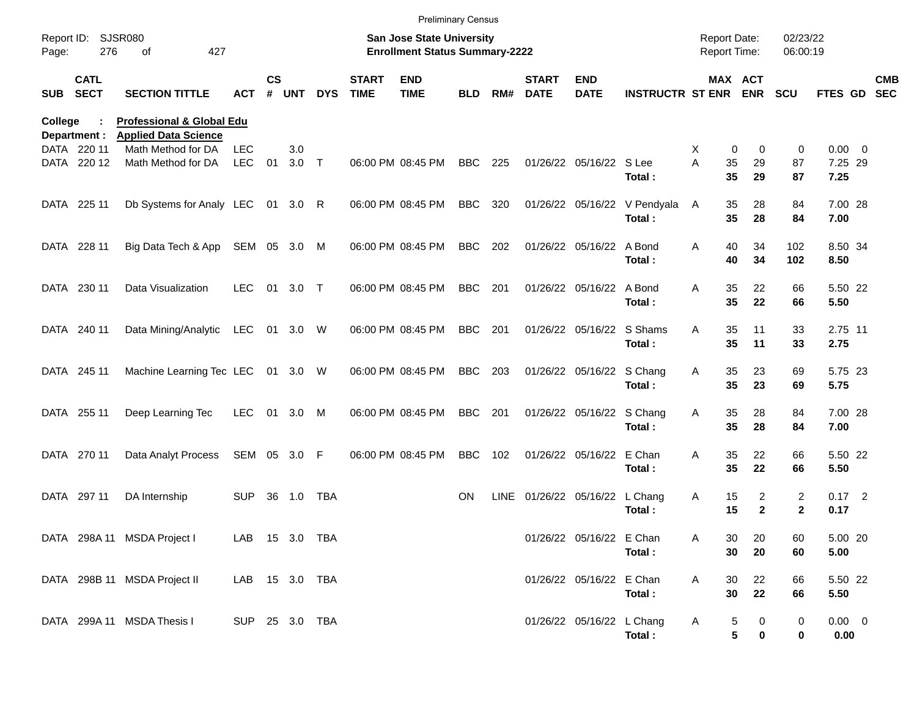Preliminary Census

Report ID: SJSR080

**San Jose State University**
**Enrollment Status Summary-2222**

Report Date: 02/23/22
Report Time: 06:00:19

**College : Professional & Global Edu**
**Department : Applied Data Science**

| SUB | CATL SECT | SECTION TITTLE | ACT | CS # | UNT | DYS | START TIME | END TIME | BLD | RM# | START DATE | END DATE | INSTRUCTR | ST | MAX ENR | ACT ENR | SCU | FTES | GD | CMB SEC |
|---|---|---|---|---|---|---|---|---|---|---|---|---|---|---|---|---|---|---|---|---|
| DATA | 220 11 | Math Method for DA | LEC | | 3.0 | | | | | | | | | X | 0 | 0 | 0 | 0.00 | 0 | |
| DATA | 220 12 | Math Method for DA | LEC | 01 | 3.0 | T | 06:00 PM | 08:45 PM | BBC | 225 | 01/26/22 | 05/16/22 | S Lee | A | 35 | 29 | 87 | 7.25 | 29 | |
| | | | | | | | | | | | | | **Total :** | | **35** | **29** | **87** | **7.25** | | |
| DATA | 225 11 | Db Systems for Analy | LEC | 01 | 3.0 | R | 06:00 PM | 08:45 PM | BBC | 320 | 01/26/22 | 05/16/22 | V Pendyala | A | 35 | 28 | 84 | 7.00 | 28 | |
| | | | | | | | | | | | | | **Total :** | | **35** | **28** | **84** | **7.00** | | |
| DATA | 228 11 | Big Data Tech & App | SEM | 05 | 3.0 | M | 06:00 PM | 08:45 PM | BBC | 202 | 01/26/22 | 05/16/22 | A Bond | A | 40 | 34 | 102 | 8.50 | 34 | |
| | | | | | | | | | | | | | **Total :** | | **40** | **34** | **102** | **8.50** | | |
| DATA | 230 11 | Data Visualization | LEC | 01 | 3.0 | T | 06:00 PM | 08:45 PM | BBC | 201 | 01/26/22 | 05/16/22 | A Bond | A | 35 | 22 | 66 | 5.50 | 22 | |
| | | | | | | | | | | | | | **Total :** | | **35** | **22** | **66** | **5.50** | | |
| DATA | 240 11 | Data Mining/Analytic | LEC | 01 | 3.0 | W | 06:00 PM | 08:45 PM | BBC | 201 | 01/26/22 | 05/16/22 | S Shams | A | 35 | 11 | 33 | 2.75 | 11 | |
| | | | | | | | | | | | | | **Total :** | | **35** | **11** | **33** | **2.75** | | |
| DATA | 245 11 | Machine Learning Tec | LEC | 01 | 3.0 | W | 06:00 PM | 08:45 PM | BBC | 203 | 01/26/22 | 05/16/22 | S Chang | A | 35 | 23 | 69 | 5.75 | 23 | |
| | | | | | | | | | | | | | **Total :** | | **35** | **23** | **69** | **5.75** | | |
| DATA | 255 11 | Deep Learning Tec | LEC | 01 | 3.0 | M | 06:00 PM | 08:45 PM | BBC | 201 | 01/26/22 | 05/16/22 | S Chang | A | 35 | 28 | 84 | 7.00 | 28 | |
| | | | | | | | | | | | | | **Total :** | | **35** | **28** | **84** | **7.00** | | |
| DATA | 270 11 | Data Analyt Process | SEM | 05 | 3.0 | F | 06:00 PM | 08:45 PM | BBC | 102 | 01/26/22 | 05/16/22 | E Chan | A | 35 | 22 | 66 | 5.50 | 22 | |
| | | | | | | | | | | | | | **Total :** | | **35** | **22** | **66** | **5.50** | | |
| DATA | 297 11 | DA Internship | SUP | 36 | 1.0 | TBA | | | ON | LINE | 01/26/22 | 05/16/22 | L Chang | A | 15 | 2 | 2 | 0.17 | 2 | |
| | | | | | | | | | | | | | **Total :** | | **15** | **2** | **2** | **0.17** | | |
| DATA | 298A 11 | MSDA Project I | LAB | 15 | 3.0 | TBA | | | | | 01/26/22 | 05/16/22 | E Chan | A | 30 | 20 | 60 | 5.00 | 20 | |
| | | | | | | | | | | | | | **Total :** | | **30** | **20** | **60** | **5.00** | | |
| DATA | 298B 11 | MSDA Project II | LAB | 15 | 3.0 | TBA | | | | | 01/26/22 | 05/16/22 | E Chan | A | 30 | 22 | 66 | 5.50 | 22 | |
| | | | | | | | | | | | | | **Total :** | | **30** | **22** | **66** | **5.50** | | |
| DATA | 299A 11 | MSDA Thesis I | SUP | 25 | 3.0 | TBA | | | | | 01/26/22 | 05/16/22 | L Chang | A | 5 | 0 | 0 | 0.00 | 0 | |
| | | | | | | | | | | | | | **Total :** | | **5** | **0** | **0** | **0.00** | | |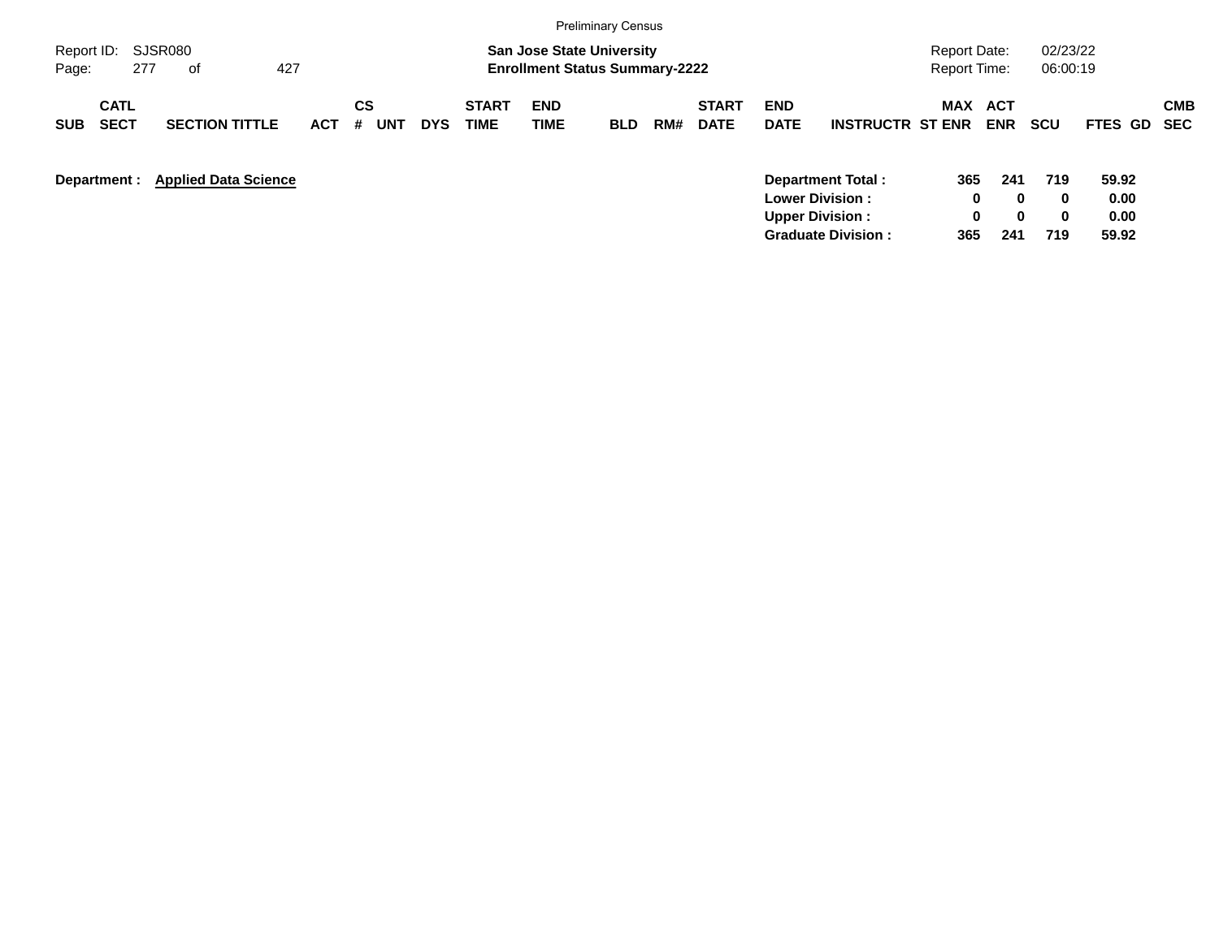Preliminary Census

Report ID: SJSR080

**San Jose State University**
**Enrollment Status Summary-2222**

Report Date: 02/23/22
Report Time: 06:00:19

| SUB | CATL SECT | SECTION TITTLE | ACT | CS # | UNT | DYS | START TIME | END TIME | BLD | RM# | START DATE | END DATE | INSTRUCTR | MAX ST ENR | ACT ENR | SCU | FTES | GD | CMB SEC |
|---|---|---|---|---|---|---|---|---|---|---|---|---|---|---|---|---|---|---|---|

**Department :** **Applied Data Science**

| | MAX ST ENR | ACT ENR | SCU | FTES |
|---|---|---|---|---|
| **Department Total :** | **365** | **241** | **719** | **59.92** |
| **Lower Division :** | **0** | **0** | **0** | **0.00** |
| **Upper Division :** | **0** | **0** | **0** | **0.00** |
| **Graduate Division :** | **365** | **241** | **719** | **59.92** |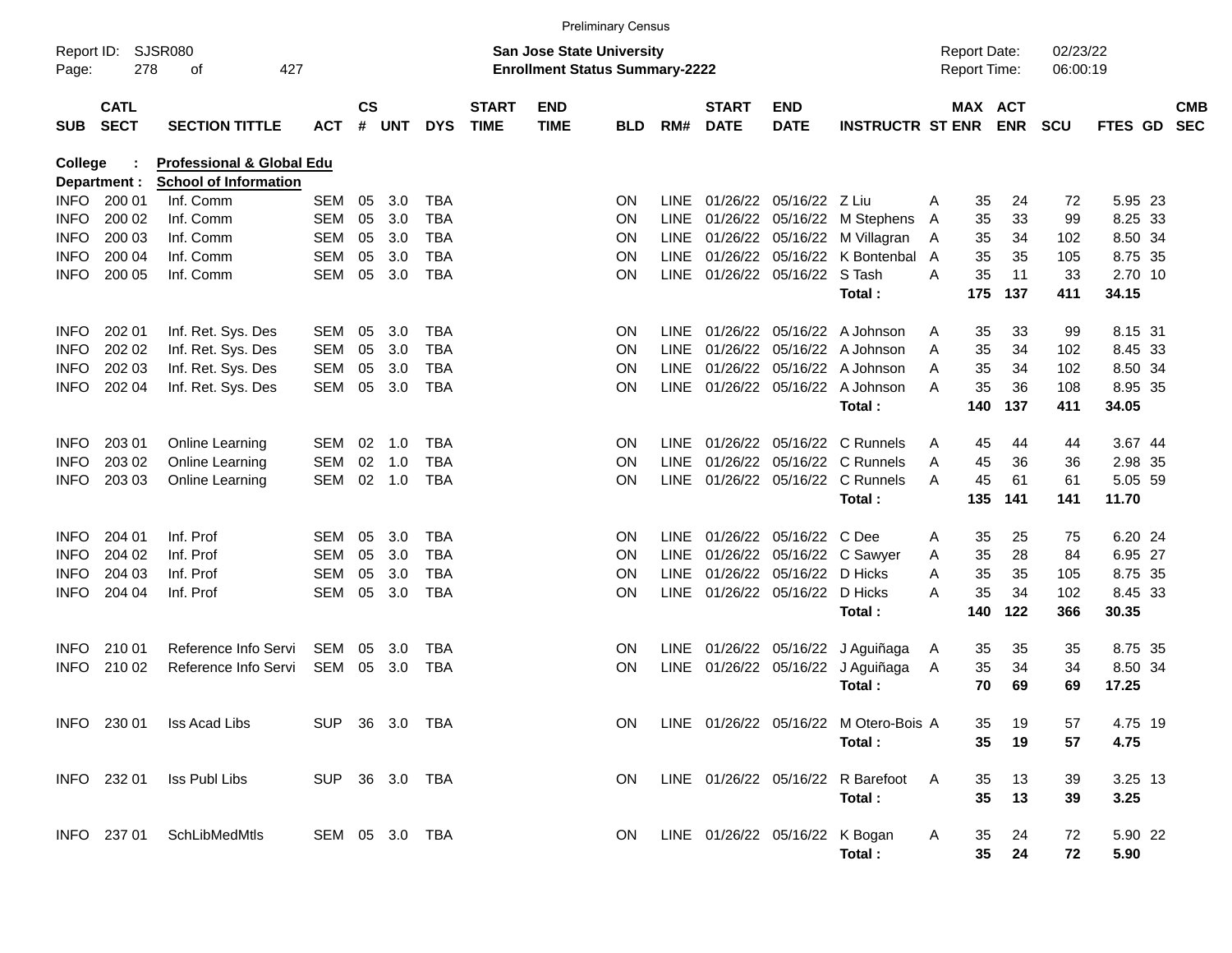Preliminary Census

Report ID: SJSR080
Page: 278 of 427

**San Jose State University**
**Enrollment Status Summary-2222**

Report Date: 02/23/22
Report Time: 06:00:19

| SUB | CATL SECT | SECTION TITTLE | ACT | CS # | UNT | DYS | START TIME | END TIME | BLD | RM# | START DATE | END DATE | INSTRUCTR | ST | MAX ENR | ACT ENR | SCU | FTES | GD | CMB SEC |
|---|---|---|---|---|---|---|---|---|---|---|---|---|---|---|---|---|---|---|---|---|
| **College** | **:** | **Professional & Global Edu** | | | | | | | | | | | | | | | | | | |
| **Department :** | | **School of Information** | | | | | | | | | | | | | | | | | | |
| INFO | 200 01 | Inf. Comm | SEM | 05 | 3.0 | TBA | | | ON | LINE | 01/26/22 | 05/16/22 | Z Liu | A | 35 | 24 | 72 | 5.95 | 23 | |
| INFO | 200 02 | Inf. Comm | SEM | 05 | 3.0 | TBA | | | ON | LINE | 01/26/22 | 05/16/22 | M Stephens | A | 35 | 33 | 99 | 8.25 | 33 | |
| INFO | 200 03 | Inf. Comm | SEM | 05 | 3.0 | TBA | | | ON | LINE | 01/26/22 | 05/16/22 | M Villagran | A | 35 | 34 | 102 | 8.50 | 34 | |
| INFO | 200 04 | Inf. Comm | SEM | 05 | 3.0 | TBA | | | ON | LINE | 01/26/22 | 05/16/22 | K Bontenbal | A | 35 | 35 | 105 | 8.75 | 35 | |
| INFO | 200 05 | Inf. Comm | SEM | 05 | 3.0 | TBA | | | ON | LINE | 01/26/22 | 05/16/22 | S Tash | A | 35 | 11 | 33 | 2.70 | 10 | |
| | | | | | | | | | | | | | **Total :** | | **175** | **137** | **411** | **34.15** | | |
| INFO | 202 01 | Inf. Ret. Sys. Des | SEM | 05 | 3.0 | TBA | | | ON | LINE | 01/26/22 | 05/16/22 | A Johnson | A | 35 | 33 | 99 | 8.15 | 31 | |
| INFO | 202 02 | Inf. Ret. Sys. Des | SEM | 05 | 3.0 | TBA | | | ON | LINE | 01/26/22 | 05/16/22 | A Johnson | A | 35 | 34 | 102 | 8.45 | 33 | |
| INFO | 202 03 | Inf. Ret. Sys. Des | SEM | 05 | 3.0 | TBA | | | ON | LINE | 01/26/22 | 05/16/22 | A Johnson | A | 35 | 34 | 102 | 8.50 | 34 | |
| INFO | 202 04 | Inf. Ret. Sys. Des | SEM | 05 | 3.0 | TBA | | | ON | LINE | 01/26/22 | 05/16/22 | A Johnson | A | 35 | 36 | 108 | 8.95 | 35 | |
| | | | | | | | | | | | | | **Total :** | | **140** | **137** | **411** | **34.05** | | |
| INFO | 203 01 | Online Learning | SEM | 02 | 1.0 | TBA | | | ON | LINE | 01/26/22 | 05/16/22 | C Runnels | A | 45 | 44 | 44 | 3.67 | 44 | |
| INFO | 203 02 | Online Learning | SEM | 02 | 1.0 | TBA | | | ON | LINE | 01/26/22 | 05/16/22 | C Runnels | A | 45 | 36 | 36 | 2.98 | 35 | |
| INFO | 203 03 | Online Learning | SEM | 02 | 1.0 | TBA | | | ON | LINE | 01/26/22 | 05/16/22 | C Runnels | A | 45 | 61 | 61 | 5.05 | 59 | |
| | | | | | | | | | | | | | **Total :** | | **135** | **141** | **141** | **11.70** | | |
| INFO | 204 01 | Inf. Prof | SEM | 05 | 3.0 | TBA | | | ON | LINE | 01/26/22 | 05/16/22 | C Dee | A | 35 | 25 | 75 | 6.20 | 24 | |
| INFO | 204 02 | Inf. Prof | SEM | 05 | 3.0 | TBA | | | ON | LINE | 01/26/22 | 05/16/22 | C Sawyer | A | 35 | 28 | 84 | 6.95 | 27 | |
| INFO | 204 03 | Inf. Prof | SEM | 05 | 3.0 | TBA | | | ON | LINE | 01/26/22 | 05/16/22 | D Hicks | A | 35 | 35 | 105 | 8.75 | 35 | |
| INFO | 204 04 | Inf. Prof | SEM | 05 | 3.0 | TBA | | | ON | LINE | 01/26/22 | 05/16/22 | D Hicks | A | 35 | 34 | 102 | 8.45 | 33 | |
| | | | | | | | | | | | | | **Total :** | | **140** | **122** | **366** | **30.35** | | |
| INFO | 210 01 | Reference Info Servi | SEM | 05 | 3.0 | TBA | | | ON | LINE | 01/26/22 | 05/16/22 | J Aguiñaga | A | 35 | 35 | 35 | 8.75 | 35 | |
| INFO | 210 02 | Reference Info Servi | SEM | 05 | 3.0 | TBA | | | ON | LINE | 01/26/22 | 05/16/22 | J Aguiñaga | A | 35 | 34 | 34 | 8.50 | 34 | |
| | | | | | | | | | | | | | **Total :** | | **70** | **69** | **69** | **17.25** | | |
| INFO | 230 01 | Iss Acad Libs | SUP | 36 | 3.0 | TBA | | | ON | LINE | 01/26/22 | 05/16/22 | M Otero-Bois | A | 35 | 19 | 57 | 4.75 | 19 | |
| | | | | | | | | | | | | | **Total :** | | **35** | **19** | **57** | **4.75** | | |
| INFO | 232 01 | Iss Publ Libs | SUP | 36 | 3.0 | TBA | | | ON | LINE | 01/26/22 | 05/16/22 | R Barefoot | A | 35 | 13 | 39 | 3.25 | 13 | |
| | | | | | | | | | | | | | **Total :** | | **35** | **13** | **39** | **3.25** | | |
| INFO | 237 01 | SchLibMedMtls | SEM | 05 | 3.0 | TBA | | | ON | LINE | 01/26/22 | 05/16/22 | K Bogan | A | 35 | 24 | 72 | 5.90 | 22 | |
| | | | | | | | | | | | | | **Total :** | | **35** | **24** | **72** | **5.90** | | |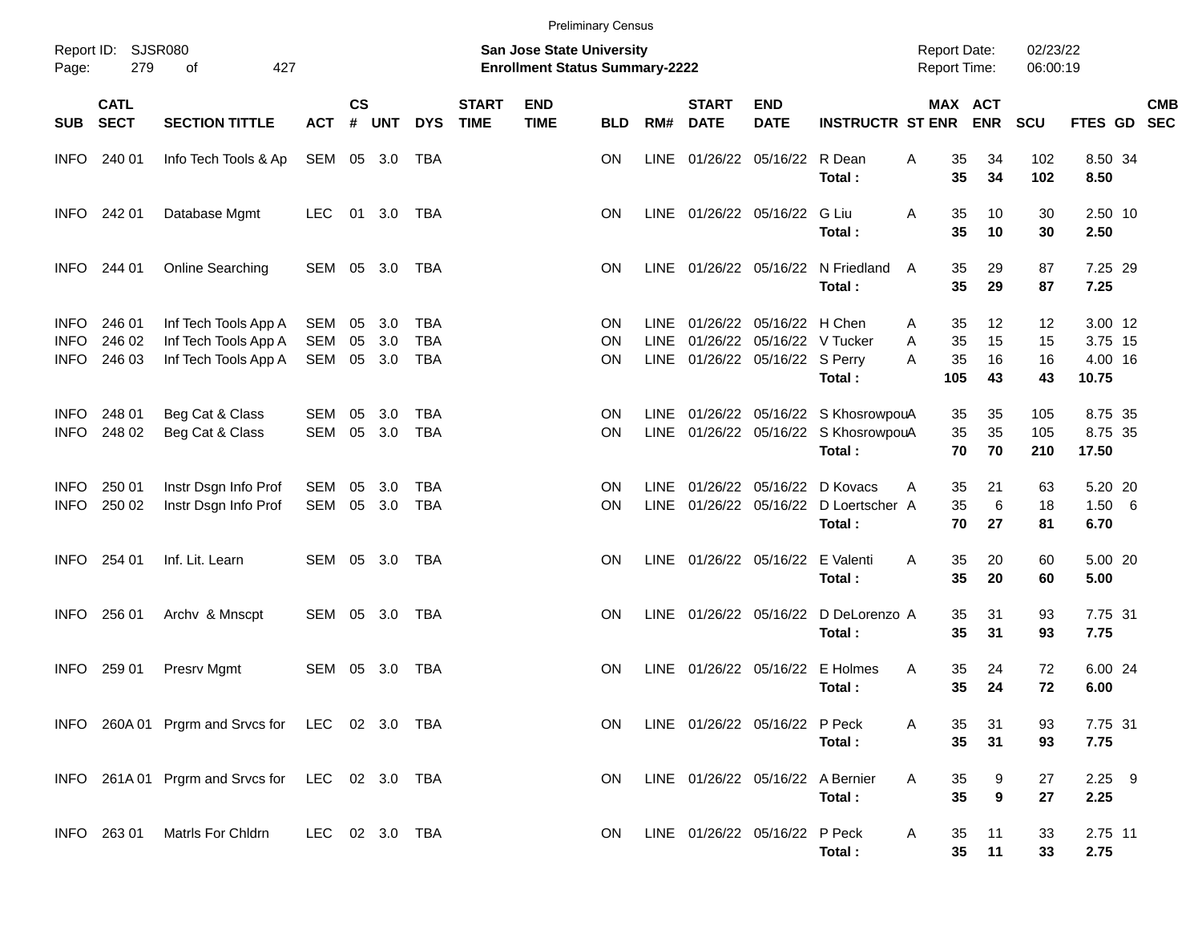Preliminary Census

Report ID: SJSR080

**San Jose State University**
**Enrollment Status Summary-2222**

Report Date: 02/23/22
Report Time: 06:00:19

| SUB | CATL SECT | SECTION TITTLE | ACT | CS # | UNT | DYS | START TIME | END TIME | BLD | RM# | START DATE | END DATE | INSTRUCTR | ST | MAX ENR | ACT ENR | SCU | FTES | GD | CMB SEC |
|---|---|---|---|---|---|---|---|---|---|---|---|---|---|---|---|---|---|---|---|---|
| INFO | 240 01 | Info Tech Tools & Ap | SEM | 05 | 3.0 | TBA | | | ON | LINE | 01/26/22 | 05/16/22 | R Dean | A | 35 | 34 | 102 | 8.50 | 34 | |
| | | | | | | | | | | | | | **Total :** | | **35** | **34** | **102** | **8.50** | | |
| INFO | 242 01 | Database Mgmt | LEC | 01 | 3.0 | TBA | | | ON | LINE | 01/26/22 | 05/16/22 | G Liu | A | 35 | 10 | 30 | 2.50 | 10 | |
| | | | | | | | | | | | | | **Total :** | | **35** | **10** | **30** | **2.50** | | |
| INFO | 244 01 | Online Searching | SEM | 05 | 3.0 | TBA | | | ON | LINE | 01/26/22 | 05/16/22 | N Friedland | A | 35 | 29 | 87 | 7.25 | 29 | |
| | | | | | | | | | | | | | **Total :** | | **35** | **29** | **87** | **7.25** | | |
| INFO | 246 01 | Inf Tech Tools App A | SEM | 05 | 3.0 | TBA | | | ON | LINE | 01/26/22 | 05/16/22 | H Chen | A | 35 | 12 | 12 | 3.00 | 12 | |
| INFO | 246 02 | Inf Tech Tools App A | SEM | 05 | 3.0 | TBA | | | ON | LINE | 01/26/22 | 05/16/22 | V Tucker | A | 35 | 15 | 15 | 3.75 | 15 | |
| INFO | 246 03 | Inf Tech Tools App A | SEM | 05 | 3.0 | TBA | | | ON | LINE | 01/26/22 | 05/16/22 | S Perry | A | 35 | 16 | 16 | 4.00 | 16 | |
| | | | | | | | | | | | | | **Total :** | | **105** | **43** | **43** | **10.75** | | |
| INFO | 248 01 | Beg Cat & Class | SEM | 05 | 3.0 | TBA | | | ON | LINE | 01/26/22 | 05/16/22 | S Khosrowpou | A | 35 | 35 | 105 | 8.75 | 35 | |
| INFO | 248 02 | Beg Cat & Class | SEM | 05 | 3.0 | TBA | | | ON | LINE | 01/26/22 | 05/16/22 | S Khosrowpou | A | 35 | 35 | 105 | 8.75 | 35 | |
| | | | | | | | | | | | | | **Total :** | | **70** | **70** | **210** | **17.50** | | |
| INFO | 250 01 | Instr Dsgn Info Prof | SEM | 05 | 3.0 | TBA | | | ON | LINE | 01/26/22 | 05/16/22 | D Kovacs | A | 35 | 21 | 63 | 5.20 | 20 | |
| INFO | 250 02 | Instr Dsgn Info Prof | SEM | 05 | 3.0 | TBA | | | ON | LINE | 01/26/22 | 05/16/22 | D Loertscher | A | 35 | 6 | 18 | 1.50 | 6 | |
| | | | | | | | | | | | | | **Total :** | | **70** | **27** | **81** | **6.70** | | |
| INFO | 254 01 | Inf. Lit. Learn | SEM | 05 | 3.0 | TBA | | | ON | LINE | 01/26/22 | 05/16/22 | E Valenti | A | 35 | 20 | 60 | 5.00 | 20 | |
| | | | | | | | | | | | | | **Total :** | | **35** | **20** | **60** | **5.00** | | |
| INFO | 256 01 | Archv & Mnscpt | SEM | 05 | 3.0 | TBA | | | ON | LINE | 01/26/22 | 05/16/22 | D DeLorenzo | A | 35 | 31 | 93 | 7.75 | 31 | |
| | | | | | | | | | | | | | **Total :** | | **35** | **31** | **93** | **7.75** | | |
| INFO | 259 01 | Presrv Mgmt | SEM | 05 | 3.0 | TBA | | | ON | LINE | 01/26/22 | 05/16/22 | E Holmes | A | 35 | 24 | 72 | 6.00 | 24 | |
| | | | | | | | | | | | | | **Total :** | | **35** | **24** | **72** | **6.00** | | |
| INFO | 260A 01 | Prgrm and Srvcs for | LEC | 02 | 3.0 | TBA | | | ON | LINE | 01/26/22 | 05/16/22 | P Peck | A | 35 | 31 | 93 | 7.75 | 31 | |
| | | | | | | | | | | | | | **Total :** | | **35** | **31** | **93** | **7.75** | | |
| INFO | 261A 01 | Prgrm and Srvcs for | LEC | 02 | 3.0 | TBA | | | ON | LINE | 01/26/22 | 05/16/22 | A Bernier | A | 35 | 9 | 27 | 2.25 | 9 | |
| | | | | | | | | | | | | | **Total :** | | **35** | **9** | **27** | **2.25** | | |
| INFO | 263 01 | Matrls For Chldrn | LEC | 02 | 3.0 | TBA | | | ON | LINE | 01/26/22 | 05/16/22 | P Peck | A | 35 | 11 | 33 | 2.75 | 11 | |
| | | | | | | | | | | | | | **Total :** | | **35** | **11** | **33** | **2.75** | | |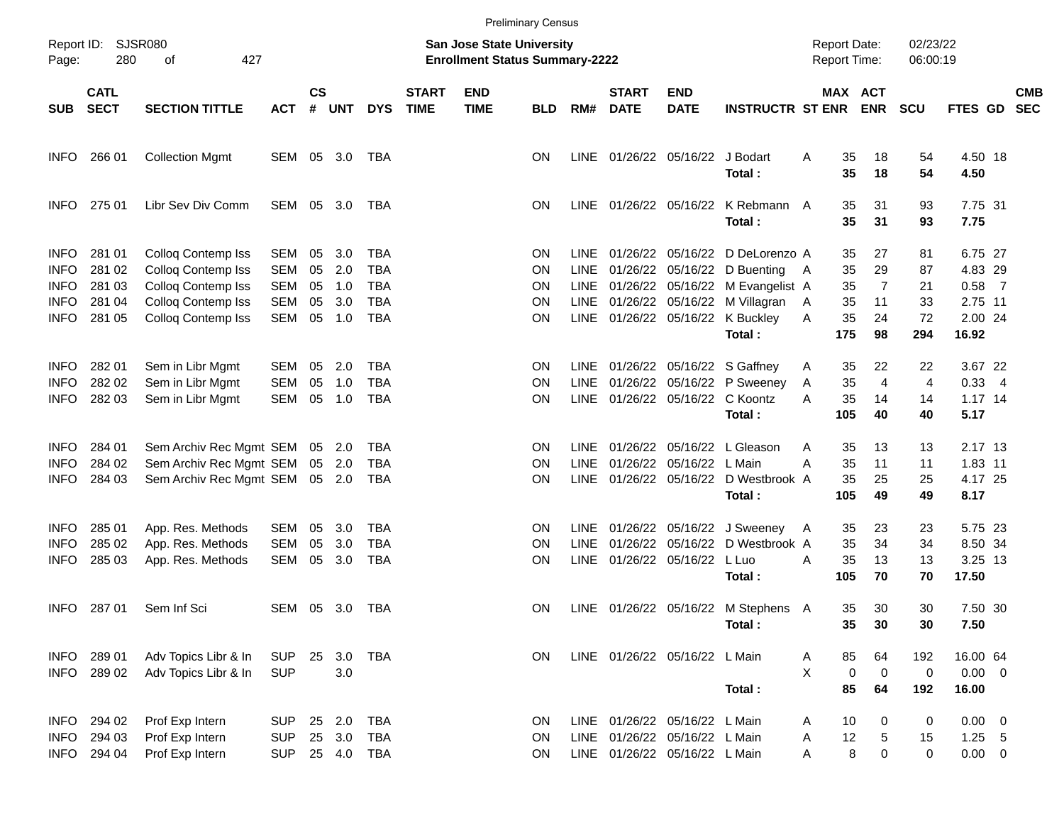Preliminary Census

Report ID: SJSR080
Page: 280 of 427

**San Jose State University**
**Enrollment Status Summary-2222**

Report Date: 02/23/22
Report Time: 06:00:19

| SUB | CATL SECT | SECTION TITTLE | ACT | CS # | UNT | DYS | START TIME | END TIME | BLD | RM# | START DATE | END DATE | INSTRUCTR | ST | MAX ENR | ACT ENR | SCU | FTES | GD | CMB SEC |
|---|---|---|---|---|---|---|---|---|---|---|---|---|---|---|---|---|---|---|---|---|
| INFO | 266 01 | Collection Mgmt | SEM | 05 | 3.0 | TBA | | | ON | LINE | 01/26/22 | 05/16/22 | J Bodart | A | 35 | 18 | 54 | 4.50 | 18 | |
| | | | | | | | | | | | | | **Total :** | | **35** | **18** | **54** | **4.50** | | |
| INFO | 275 01 | Libr Sev Div Comm | SEM | 05 | 3.0 | TBA | | | ON | LINE | 01/26/22 | 05/16/22 | K Rebmann | A | 35 | 31 | 93 | 7.75 | 31 | |
| | | | | | | | | | | | | | **Total :** | | **35** | **31** | **93** | **7.75** | | |
| INFO | 281 01 | Colloq Contemp Iss | SEM | 05 | 3.0 | TBA | | | ON | LINE | 01/26/22 | 05/16/22 | D DeLorenzo | A | 35 | 27 | 81 | 6.75 | 27 | |
| INFO | 281 02 | Colloq Contemp Iss | SEM | 05 | 2.0 | TBA | | | ON | LINE | 01/26/22 | 05/16/22 | D Buenting | A | 35 | 29 | 87 | 4.83 | 29 | |
| INFO | 281 03 | Colloq Contemp Iss | SEM | 05 | 1.0 | TBA | | | ON | LINE | 01/26/22 | 05/16/22 | M Evangelist | A | 35 | 7 | 21 | 0.58 | 7 | |
| INFO | 281 04 | Colloq Contemp Iss | SEM | 05 | 3.0 | TBA | | | ON | LINE | 01/26/22 | 05/16/22 | M Villagran | A | 35 | 11 | 33 | 2.75 | 11 | |
| INFO | 281 05 | Colloq Contemp Iss | SEM | 05 | 1.0 | TBA | | | ON | LINE | 01/26/22 | 05/16/22 | K Buckley | A | 35 | 24 | 72 | 2.00 | 24 | |
| | | | | | | | | | | | | | **Total :** | | **175** | **98** | **294** | **16.92** | | |
| INFO | 282 01 | Sem in Libr Mgmt | SEM | 05 | 2.0 | TBA | | | ON | LINE | 01/26/22 | 05/16/22 | S Gaffney | A | 35 | 22 | 22 | 3.67 | 22 | |
| INFO | 282 02 | Sem in Libr Mgmt | SEM | 05 | 1.0 | TBA | | | ON | LINE | 01/26/22 | 05/16/22 | P Sweeney | A | 35 | 4 | 4 | 0.33 | 4 | |
| INFO | 282 03 | Sem in Libr Mgmt | SEM | 05 | 1.0 | TBA | | | ON | LINE | 01/26/22 | 05/16/22 | C Koontz | A | 35 | 14 | 14 | 1.17 | 14 | |
| | | | | | | | | | | | | | **Total :** | | **105** | **40** | **40** | **5.17** | | |
| INFO | 284 01 | Sem Archiv Rec Mgmt | SEM | 05 | 2.0 | TBA | | | ON | LINE | 01/26/22 | 05/16/22 | L Gleason | A | 35 | 13 | 13 | 2.17 | 13 | |
| INFO | 284 02 | Sem Archiv Rec Mgmt | SEM | 05 | 2.0 | TBA | | | ON | LINE | 01/26/22 | 05/16/22 | L Main | A | 35 | 11 | 11 | 1.83 | 11 | |
| INFO | 284 03 | Sem Archiv Rec Mgmt | SEM | 05 | 2.0 | TBA | | | ON | LINE | 01/26/22 | 05/16/22 | D Westbrook | A | 35 | 25 | 25 | 4.17 | 25 | |
| | | | | | | | | | | | | | **Total :** | | **105** | **49** | **49** | **8.17** | | |
| INFO | 285 01 | App. Res. Methods | SEM | 05 | 3.0 | TBA | | | ON | LINE | 01/26/22 | 05/16/22 | J Sweeney | A | 35 | 23 | 23 | 5.75 | 23 | |
| INFO | 285 02 | App. Res. Methods | SEM | 05 | 3.0 | TBA | | | ON | LINE | 01/26/22 | 05/16/22 | D Westbrook | A | 35 | 34 | 34 | 8.50 | 34 | |
| INFO | 285 03 | App. Res. Methods | SEM | 05 | 3.0 | TBA | | | ON | LINE | 01/26/22 | 05/16/22 | L Luo | A | 35 | 13 | 13 | 3.25 | 13 | |
| | | | | | | | | | | | | | **Total :** | | **105** | **70** | **70** | **17.50** | | |
| INFO | 287 01 | Sem Inf Sci | SEM | 05 | 3.0 | TBA | | | ON | LINE | 01/26/22 | 05/16/22 | M Stephens | A | 35 | 30 | 30 | 7.50 | 30 | |
| | | | | | | | | | | | | | **Total :** | | **35** | **30** | **30** | **7.50** | | |
| INFO | 289 01 | Adv Topics Libr & In | SUP | 25 | 3.0 | TBA | | | ON | LINE | 01/26/22 | 05/16/22 | L Main | A | 85 | 64 | 192 | 16.00 | 64 | |
| INFO | 289 02 | Adv Topics Libr & In | SUP | | 3.0 | | | | | | | | | X | 0 | 0 | 0 | 0.00 | 0 | |
| | | | | | | | | | | | | | **Total :** | | **85** | **64** | **192** | **16.00** | | |
| INFO | 294 02 | Prof Exp Intern | SUP | 25 | 2.0 | TBA | | | ON | LINE | 01/26/22 | 05/16/22 | L Main | A | 10 | 0 | 0 | 0.00 | 0 | |
| INFO | 294 03 | Prof Exp Intern | SUP | 25 | 3.0 | TBA | | | ON | LINE | 01/26/22 | 05/16/22 | L Main | A | 12 | 5 | 15 | 1.25 | 5 | |
| INFO | 294 04 | Prof Exp Intern | SUP | 25 | 4.0 | TBA | | | ON | LINE | 01/26/22 | 05/16/22 | L Main | A | 8 | 0 | 0 | 0.00 | 0 | |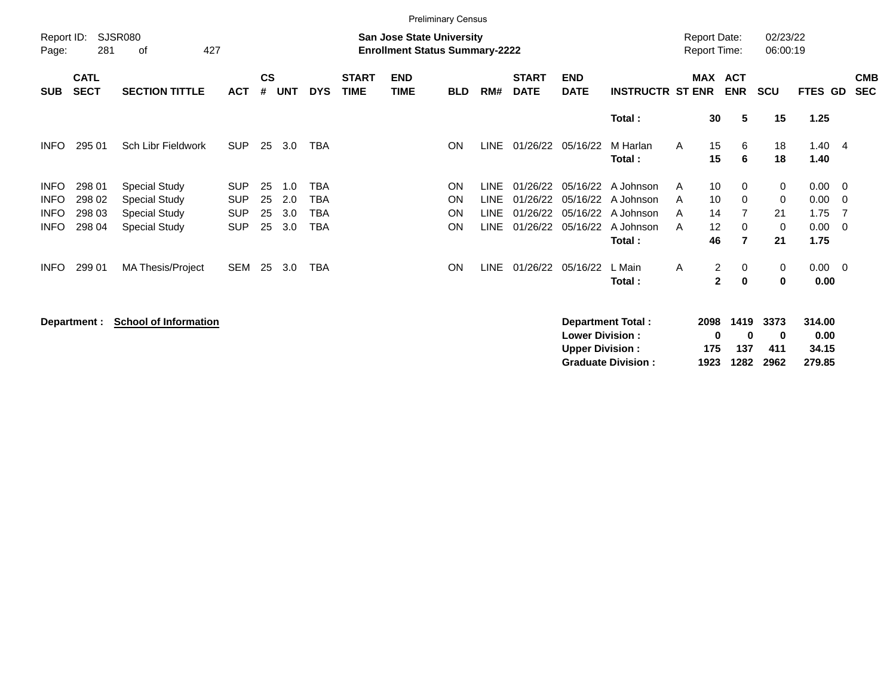Preliminary Census

Report ID: SJSR080

**San Jose State University**
**Enrollment Status Summary-2222**

Report Date: 02/23/22
Report Time: 06:00:19

| SUB | CATL SECT | SECTION TITTLE | ACT | CS # | UNT | DYS | START TIME | END TIME | BLD | RM# | START DATE | END DATE | INSTRUCTR | ST | MAX ENR | ACT ENR | SCU | FTES | GD | CMB SEC |
|---|---|---|---|---|---|---|---|---|---|---|---|---|---|---|---|---|---|---|---|---|
| | | | | | | | | | | | | | **Total :** | | **30** | **5** | **15** | **1.25** | | |
| INFO | 295 01 | Sch Libr Fieldwork | SUP | 25 | 3.0 | TBA | | | ON | LINE | 01/26/22 | 05/16/22 | M Harlan | A | 15 | 6 | 18 | 1.40 | 4 | |
| | | | | | | | | | | | | | **Total :** | | **15** | **6** | **18** | **1.40** | | |
| INFO | 298 01 | Special Study | SUP | 25 | 1.0 | TBA | | | ON | LINE | 01/26/22 | 05/16/22 | A Johnson | A | 10 | 0 | 0 | 0.00 | 0 | |
| INFO | 298 02 | Special Study | SUP | 25 | 2.0 | TBA | | | ON | LINE | 01/26/22 | 05/16/22 | A Johnson | A | 10 | 0 | 0 | 0.00 | 0 | |
| INFO | 298 03 | Special Study | SUP | 25 | 3.0 | TBA | | | ON | LINE | 01/26/22 | 05/16/22 | A Johnson | A | 14 | 7 | 21 | 1.75 | 7 | |
| INFO | 298 04 | Special Study | SUP | 25 | 3.0 | TBA | | | ON | LINE | 01/26/22 | 05/16/22 | A Johnson | A | 12 | 0 | 0 | 0.00 | 0 | |
| | | | | | | | | | | | | | **Total :** | | **46** | **7** | **21** | **1.75** | | |
| INFO | 299 01 | MA Thesis/Project | SEM | 25 | 3.0 | TBA | | | ON | LINE | 01/26/22 | 05/16/22 | L Main | A | 2 | 0 | 0 | 0.00 | 0 | |
| | | | | | | | | | | | | | **Total :** | | **2** | **0** | **0** | **0.00** | | |

**Department :** **School of Information**

| | MAX ENR | ACT ENR | SCU | FTES |
|---|---|---|---|---|
| **Department Total :** | **2098** | **1419** | **3373** | **314.00** |
| **Lower Division :** | **0** | **0** | **0** | **0.00** |
| **Upper Division :** | **175** | **137** | **411** | **34.15** |
| **Graduate Division :** | **1923** | **1282** | **2962** | **279.85** |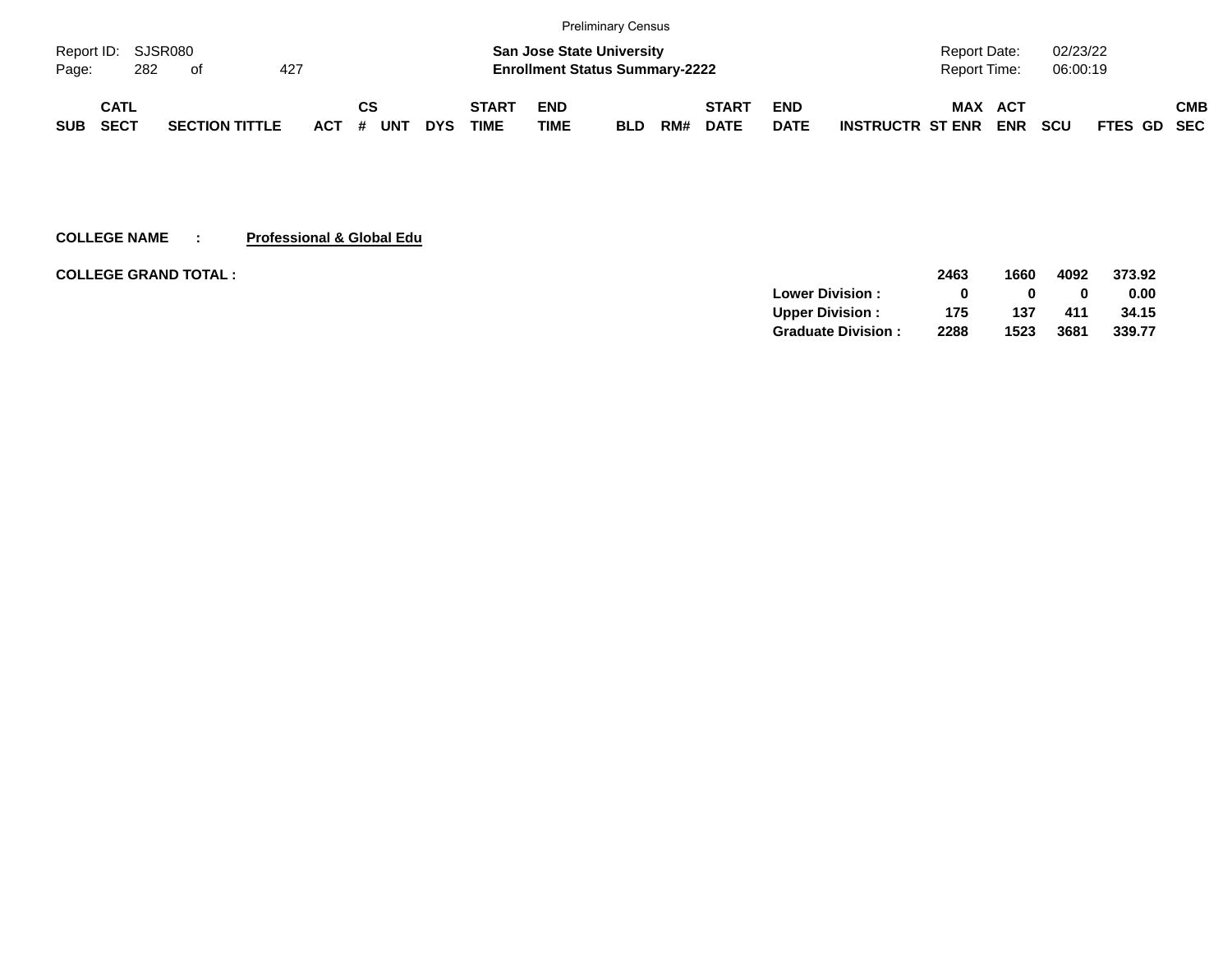Preliminary Census

Report ID: SJSR080

**San Jose State University**
**Enrollment Status Summary-2222**

Report Date: 02/23/22
Report Time: 06:00:19

| SUB | CATL SECT | SECTION TITTLE | ACT | CS # | UNT | DYS | START TIME | END TIME | BLD | RM# | START DATE | END DATE | INSTRUCTR | MAX ST ENR | ACT ENR | SCU | FTES | GD | CMB SEC |
|---|---|---|---|---|---|---|---|---|---|---|---|---|---|---|---|---|---|---|---|

**COLLEGE NAME : Professional & Global Edu**

**COLLEGE GRAND TOTAL :**

| | MAX ST ENR | ACT ENR | SCU | FTES |
|---|---|---|---|---|
| | **2463** | **1660** | **4092** | **373.92** |
| **Lower Division :** | **0** | **0** | **0** | **0.00** |
| **Upper Division :** | **175** | **137** | **411** | **34.15** |
| **Graduate Division :** | **2288** | **1523** | **3681** | **339.77** |